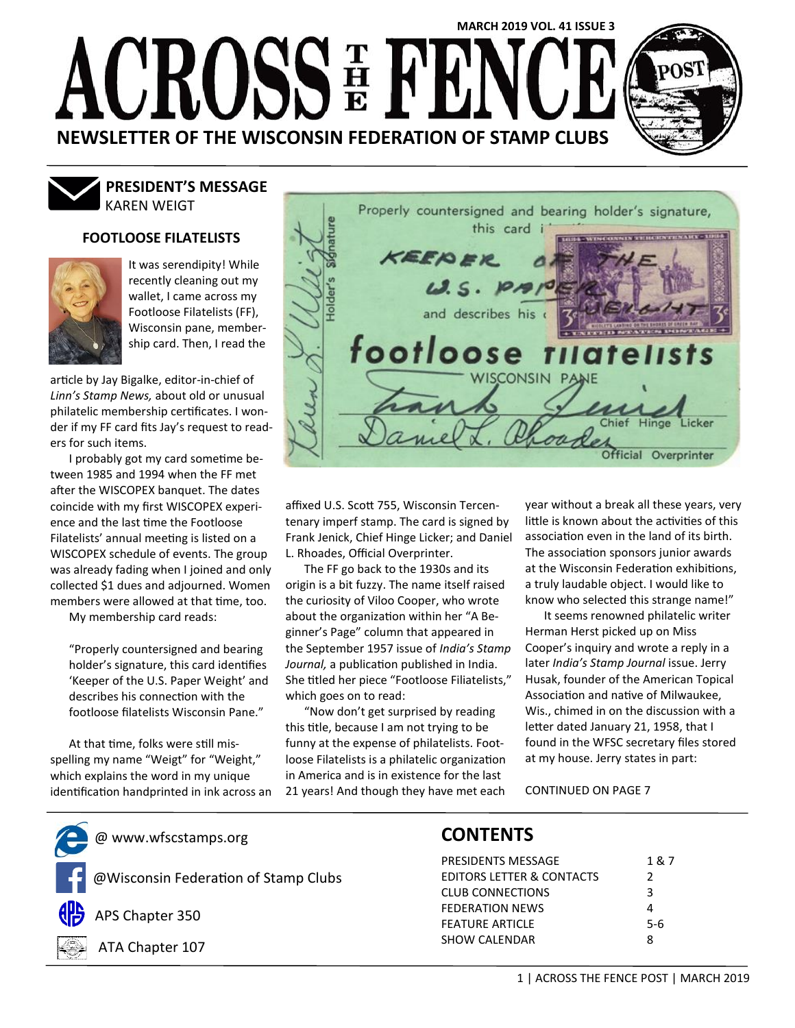MARCH 2019 VOL. 41 ISSUE 3

# ACROSS THE FENCE POST

**NEWSLETTER OF THE WISCONSIN FEDERATION OF STAMP CLUBS**

## PRESIDENT'S MESSAGE

KAREN WEIGT

### FOOTLOOSE FILATELISTS

It was serendipity! While recently cleaning out my wallet, I came across my Footloose Filatelists (FF), Wisconsin pane, membership card. Then, I read the article by Jay Bigalke, editor-in-chief of *Linn's Stamp News,* about old or unusual philatelic membership certificates. I wonder if my FF card fits Jay's request to readers for such items.

I probably got my card sometime between 1985 and 1994 when the FF met after the WISCOPEX banquet. The dates coincide with my first WISCOPEX experience and the last time the Footloose Filatelists' annual meeting is listed on a WISCOPEX schedule of events. The group was already fading when I joined and only collected $1 dues and adjourned. Women members were allowed at that time, too.

My membership card reads:

> "Properly countersigned and bearing holder's signature, this card identifies 'Keeper of the U.S. Paper Weight' and describes his connection with the footloose filatelists Wisconsin Pane."

At that time, folks were still misspelling my name "Weigt" for "Weight," which explains the word in my unique identification handprinted in ink across an affixed U.S. Scott 755, Wisconsin Tercentenary imperf stamp. The card is signed by Frank Jenick, Chief Hinge Licker; and Daniel L. Rhoades, Official Overprinter.

The FF go back to the 1930s and its origin is a bit fuzzy. The name itself raised the curiosity of Viloo Cooper, who wrote about the organization within her "A Beginner's Page" column that appeared in the September 1957 issue of *India's Stamp Journal,* a publication published in India. She titled her piece "Footloose Filiatelists," which goes on to read:

"Now don't get surprised by reading this title, because I am not trying to be funny at the expense of philatelists. Footloose Filatelists is a philatelic organization in America and is in existence for the last 21 years! And though they have met each year without a break all these years, very little is known about the activities of this association even in the land of its birth. The association sponsors junior awards at the Wisconsin Federation exhibitions, a truly laudable object. I would like to know who selected this strange name!"

It seems renowned philatelic writer Herman Herst picked up on Miss Cooper's inquiry and wrote a reply in a later *India's Stamp Journal* issue. Jerry Husak, founder of the American Topical Association and native of Milwaukee, Wis., chimed in on the discussion with a letter dated January 21, 1958, that I found in the WFSC secretary files stored at my house. Jerry states in part:

CONTINUED ON PAGE 7

@ www.wfscstamps.org

@Wisconsin Federation of Stamp Clubs

APS Chapter 350

ATA Chapter 107

## CONTENTS

| | |
|---|---|
| PRESIDENTS MESSAGE | 1 & 7 |
| EDITORS LETTER & CONTACTS | 2 |
| CLUB CONNECTIONS | 3 |
| FEDERATION NEWS | 4 |
| FEATURE ARTICLE | 5-6 |
| SHOW CALENDAR | 8 |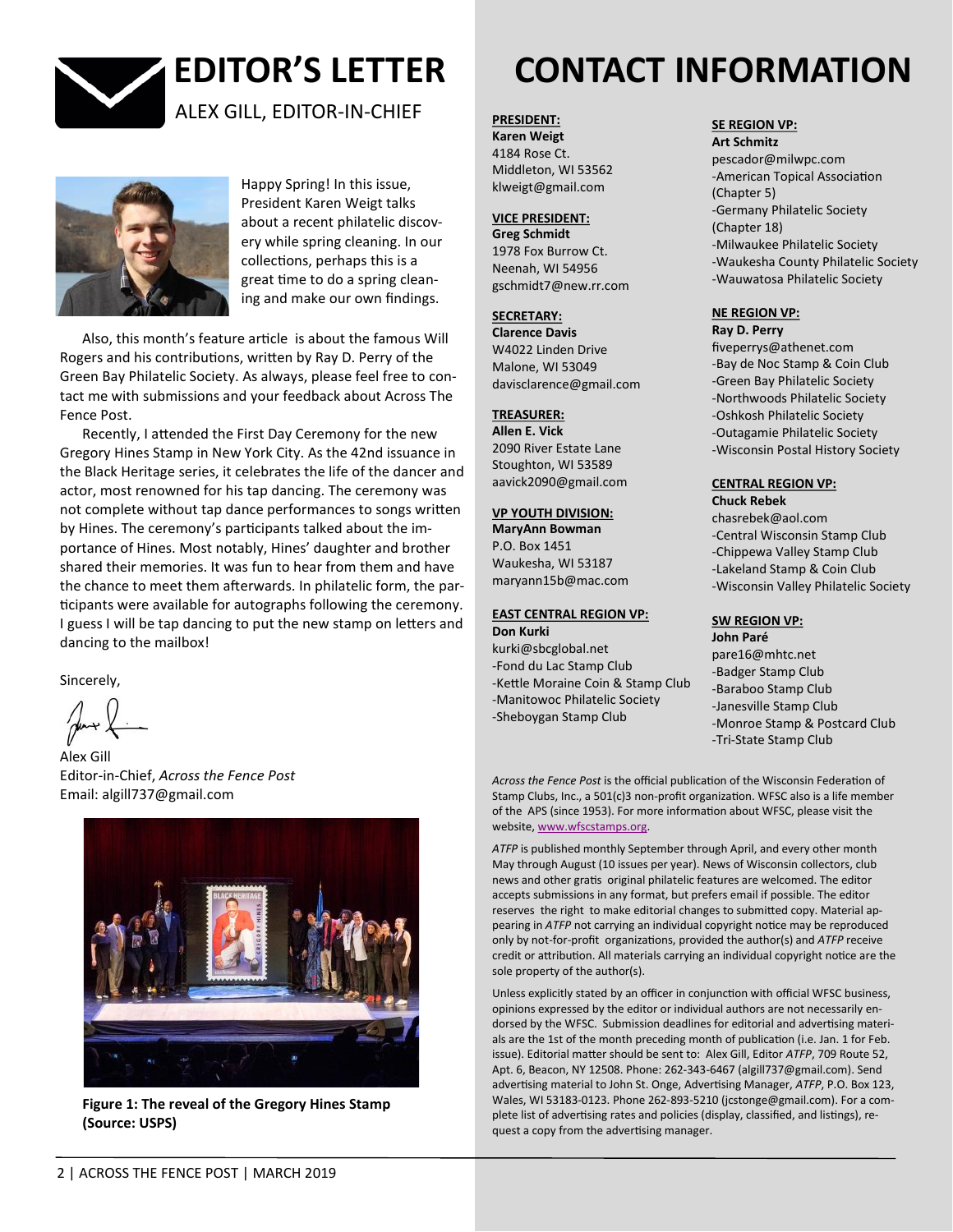# EDITOR'S LETTER

ALEX GILL, EDITOR-IN-CHIEF

Happy Spring! In this issue, President Karen Weigt talks about a recent philatelic discovery while spring cleaning. In our collections, perhaps this is a great time to do a spring cleaning and make our own findings.

Also, this month's feature article is about the famous Will Rogers and his contributions, written by Ray D. Perry of the Green Bay Philatelic Society. As always, please feel free to contact me with submissions and your feedback about Across The Fence Post.

Recently, I attended the First Day Ceremony for the new Gregory Hines Stamp in New York City. As the 42nd issuance in the Black Heritage series, it celebrates the life of the dancer and actor, most renowned for his tap dancing. The ceremony was not complete without tap dance performances to songs written by Hines. The ceremony's participants talked about the importance of Hines. Most notably, Hines' daughter and brother shared their memories. It was fun to hear from them and have the chance to meet them afterwards. In philatelic form, the participants were available for autographs following the ceremony. I guess I will be tap dancing to put the new stamp on letters and dancing to the mailbox!

Sincerely,

Alex Gill
Editor-in-Chief, *Across the Fence Post*
Email: algill737@gmail.com

**Figure 1: The reveal of the Gregory Hines Stamp (Source: USPS)**

# CONTACT INFORMATION

**PRESIDENT:**
**Karen Weigt**
4184 Rose Ct.
Middleton, WI 53562
klweigt@gmail.com

**VICE PRESIDENT:**
**Greg Schmidt**
1978 Fox Burrow Ct.
Neenah, WI 54956
gschmidt7@new.rr.com

**SECRETARY:**
**Clarence Davis**
W4022 Linden Drive
Malone, WI 53049
davisclarence@gmail.com

**TREASURER:**
**Allen E. Vick**
2090 River Estate Lane
Stoughton, WI 53589
aavick2090@gmail.com

**VP YOUTH DIVISION:**
**MaryAnn Bowman**
P.O. Box 1451
Waukesha, WI 53187
maryann15b@mac.com

**EAST CENTRAL REGION VP:**
**Don Kurki**
kurki@sbcglobal.net
-Fond du Lac Stamp Club
-Kettle Moraine Coin & Stamp Club
-Manitowoc Philatelic Society
-Sheboygan Stamp Club

**SE REGION VP:**
**Art Schmitz**
pescador@milwpc.com
-American Topical Association (Chapter 5)
-Germany Philatelic Society (Chapter 18)
-Milwaukee Philatelic Society
-Waukesha County Philatelic Society
-Wauwatosa Philatelic Society

**NE REGION VP:**
**Ray D. Perry**
fiveperrys@athenet.com
-Bay de Noc Stamp & Coin Club
-Green Bay Philatelic Society
-Northwoods Philatelic Society
-Oshkosh Philatelic Society
-Outagamie Philatelic Society
-Wisconsin Postal History Society

**CENTRAL REGION VP:**
**Chuck Rebek**
chasrebek@aol.com
-Central Wisconsin Stamp Club
-Chippewa Valley Stamp Club
-Lakeland Stamp & Coin Club
-Wisconsin Valley Philatelic Society

**SW REGION VP:**
**John Paré**
pare16@mhtc.net
-Badger Stamp Club
-Baraboo Stamp Club
-Janesville Stamp Club
-Monroe Stamp & Postcard Club
-Tri-State Stamp Club

*Across the Fence Post* is the official publication of the Wisconsin Federation of Stamp Clubs, Inc., a 501(c)3 non-profit organization. WFSC also is a life member of the APS (since 1953). For more information about WFSC, please visit the website, www.wfscstamps.org.

*ATFP* is published monthly September through April, and every other month May through August (10 issues per year). News of Wisconsin collectors, club news and other gratis original philatelic features are welcomed. The editor accepts submissions in any format, but prefers email if possible. The editor reserves the right to make editorial changes to submitted copy. Material appearing in *ATFP* not carrying an individual copyright notice may be reproduced only by not-for-profit organizations, provided the author(s) and *ATFP* receive credit or attribution. All materials carrying an individual copyright notice are the sole property of the author(s).

Unless explicitly stated by an officer in conjunction with official WFSC business, opinions expressed by the editor or individual authors are not necessarily endorsed by the WFSC. Submission deadlines for editorial and advertising materials are the 1st of the month preceding month of publication (i.e. Jan. 1 for Feb. issue). Editorial matter should be sent to: Alex Gill, Editor *ATFP*, 709 Route 52, Apt. 6, Beacon, NY 12508. Phone: 262-343-6467 (algill737@gmail.com). Send advertising material to John St. Onge, Advertising Manager, *ATFP*, P.O. Box 123, Wales, WI 53183-0123. Phone 262-893-5210 (jcstonge@gmail.com). For a complete list of advertising rates and policies (display, classified, and listings), request a copy from the advertising manager.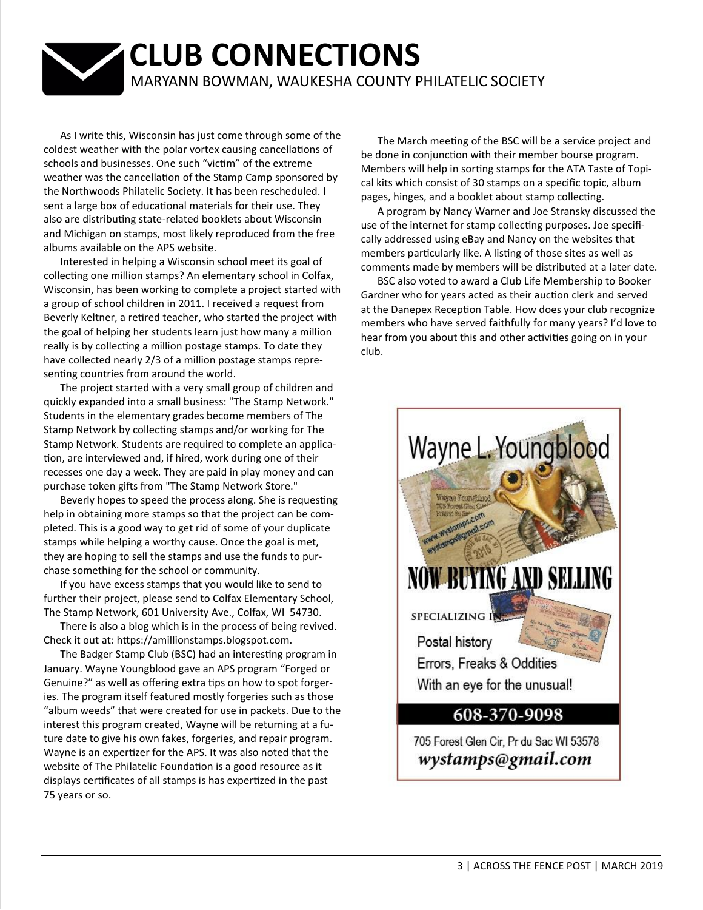# CLUB CONNECTIONS

MARYANN BOWMAN, WAUKESHA COUNTY PHILATELIC SOCIETY

As I write this, Wisconsin has just come through some of the coldest weather with the polar vortex causing cancellations of schools and businesses. One such "victim" of the extreme weather was the cancellation of the Stamp Camp sponsored by the Northwoods Philatelic Society. It has been rescheduled. I sent a large box of educational materials for their use. They also are distributing state-related booklets about Wisconsin and Michigan on stamps, most likely reproduced from the free albums available on the APS website.

Interested in helping a Wisconsin school meet its goal of collecting one million stamps? An elementary school in Colfax, Wisconsin, has been working to complete a project started with a group of school children in 2011. I received a request from Beverly Keltner, a retired teacher, who started the project with the goal of helping her students learn just how many a million really is by collecting a million postage stamps. To date they have collected nearly 2/3 of a million postage stamps representing countries from around the world.

The project started with a very small group of children and quickly expanded into a small business: "The Stamp Network." Students in the elementary grades become members of The Stamp Network by collecting stamps and/or working for The Stamp Network. Students are required to complete an application, are interviewed and, if hired, work during one of their recesses one day a week. They are paid in play money and can purchase token gifts from "The Stamp Network Store."

Beverly hopes to speed the process along. She is requesting help in obtaining more stamps so that the project can be completed. This is a good way to get rid of some of your duplicate stamps while helping a worthy cause. Once the goal is met, they are hoping to sell the stamps and use the funds to purchase something for the school or community.

If you have excess stamps that you would like to send to further their project, please send to Colfax Elementary School, The Stamp Network, 601 University Ave., Colfax, WI 54730.

There is also a blog which is in the process of being revived. Check it out at: https://amillionstamps.blogspot.com.

The Badger Stamp Club (BSC) had an interesting program in January. Wayne Youngblood gave an APS program "Forged or Genuine?" as well as offering extra tips on how to spot forgeries. The program itself featured mostly forgeries such as those "album weeds" that were created for use in packets. Due to the interest this program created, Wayne will be returning at a future date to give his own fakes, forgeries, and repair program. Wayne is an expertizer for the APS. It was also noted that the website of The Philatelic Foundation is a good resource as it displays certificates of all stamps is has expertized in the past 75 years or so.

The March meeting of the BSC will be a service project and be done in conjunction with their member bourse program. Members will help in sorting stamps for the ATA Taste of Topical kits which consist of 30 stamps on a specific topic, album pages, hinges, and a booklet about stamp collecting.

A program by Nancy Warner and Joe Stransky discussed the use of the internet for stamp collecting purposes. Joe specifically addressed using eBay and Nancy on the websites that members particularly like. A listing of those sites as well as comments made by members will be distributed at a later date.

BSC also voted to award a Club Life Membership to Booker Gardner who for years acted as their auction clerk and served at the Danepex Reception Table. How does your club recognize members who have served faithfully for many years? I'd love to hear from you about this and other activities going on in your club.

---

**Wayne L. Youngblood**

**NOW BUYING AND SELLING**

SPECIALIZING IN:

Postal history
Errors, Freaks & Oddities
With an eye for the unusual!

**608-370-9098**

705 Forest Glen Cir, Pr du Sac WI 53578
*wystamps@gmail.com*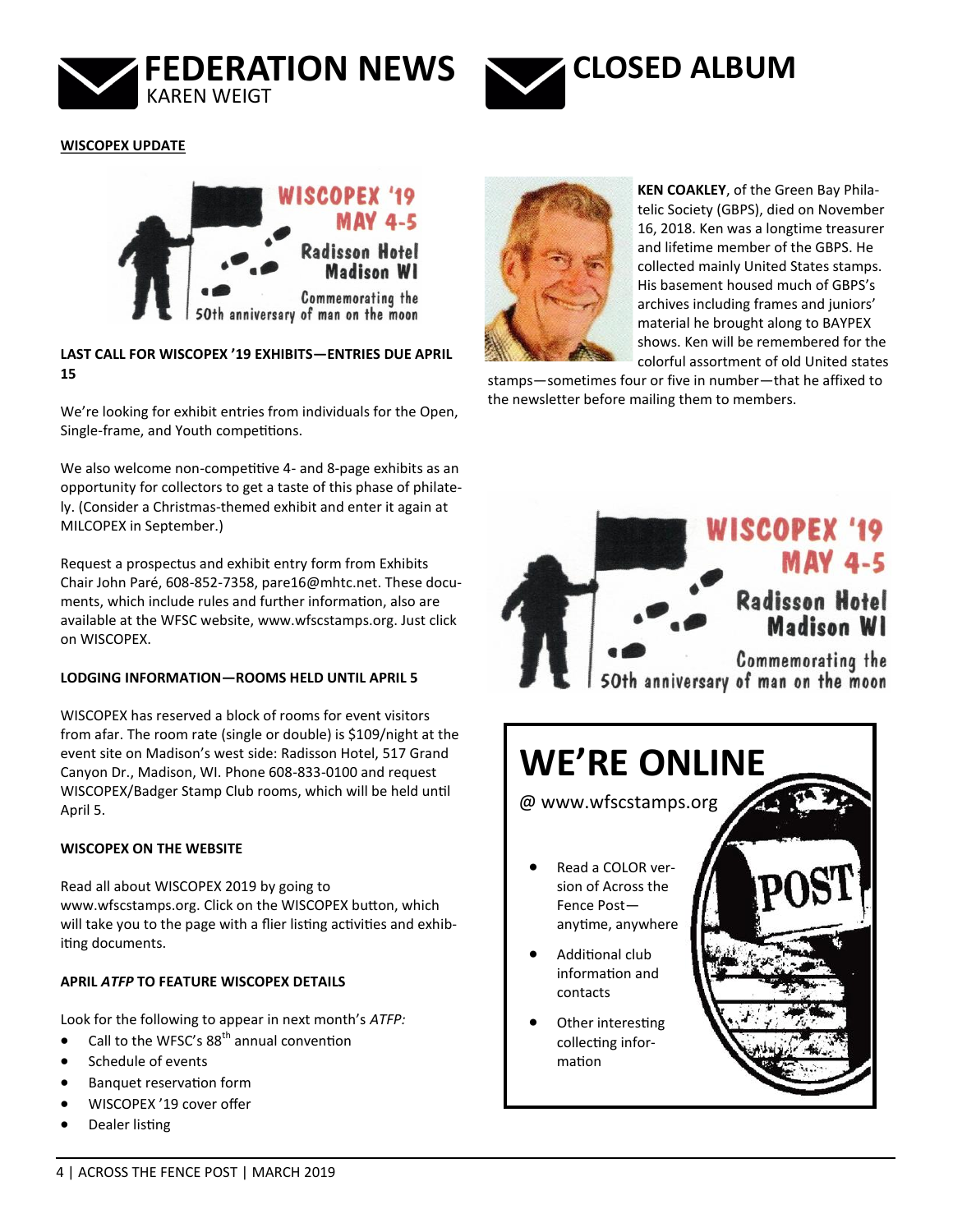# FEDERATION NEWS

KAREN WEIGT

**WISCOPEX UPDATE**

WISCOPEX '19
MAY 4-5
Radisson Hotel
Madison WI
Commemorating the 50th anniversary of man on the moon

**LAST CALL FOR WISCOPEX '19 EXHIBITS—ENTRIES DUE APRIL 15**

We're looking for exhibit entries from individuals for the Open, Single-frame, and Youth competitions.

We also welcome non-competitive 4- and 8-page exhibits as an opportunity for collectors to get a taste of this phase of philately. (Consider a Christmas-themed exhibit and enter it again at MILCOPEX in September.)

Request a prospectus and exhibit entry form from Exhibits Chair John Paré, 608-852-7358, pare16@mhtc.net. These documents, which include rules and further information, also are available at the WFSC website, www.wfscstamps.org. Just click on WISCOPEX.

**LODGING INFORMATION—ROOMS HELD UNTIL APRIL 5**

WISCOPEX has reserved a block of rooms for event visitors from afar. The room rate (single or double) is $109/night at the event site on Madison's west side: Radisson Hotel, 517 Grand Canyon Dr., Madison, WI. Phone 608-833-0100 and request WISCOPEX/Badger Stamp Club rooms, which will be held until April 5.

**WISCOPEX ON THE WEBSITE**

Read all about WISCOPEX 2019 by going to www.wfscstamps.org. Click on the WISCOPEX button, which will take you to the page with a flier listing activities and exhibiting documents.

**APRIL *ATFP* TO FEATURE WISCOPEX DETAILS**

Look for the following to appear in next month's *ATFP:*

- Call to the WFSC's 88th annual convention
- Schedule of events
- Banquet reservation form
- WISCOPEX '19 cover offer
- Dealer listing

# CLOSED ALBUM

**KEN COAKLEY**, of the Green Bay Philatelic Society (GBPS), died on November 16, 2018. Ken was a longtime treasurer and lifetime member of the GBPS. He collected mainly United States stamps. His basement housed much of GBPS's archives including frames and juniors' material he brought along to BAYPEX shows. Ken will be remembered for the colorful assortment of old United states stamps—sometimes four or five in number—that he affixed to the newsletter before mailing them to members.

WISCOPEX '19
MAY 4-5
Radisson Hotel
Madison WI
Commemorating the 50th anniversary of man on the moon

## WE'RE ONLINE

@ www.wfscstamps.org

- Read a COLOR version of Across the Fence Post—anytime, anywhere
- Additional club information and contacts
- Other interesting collecting information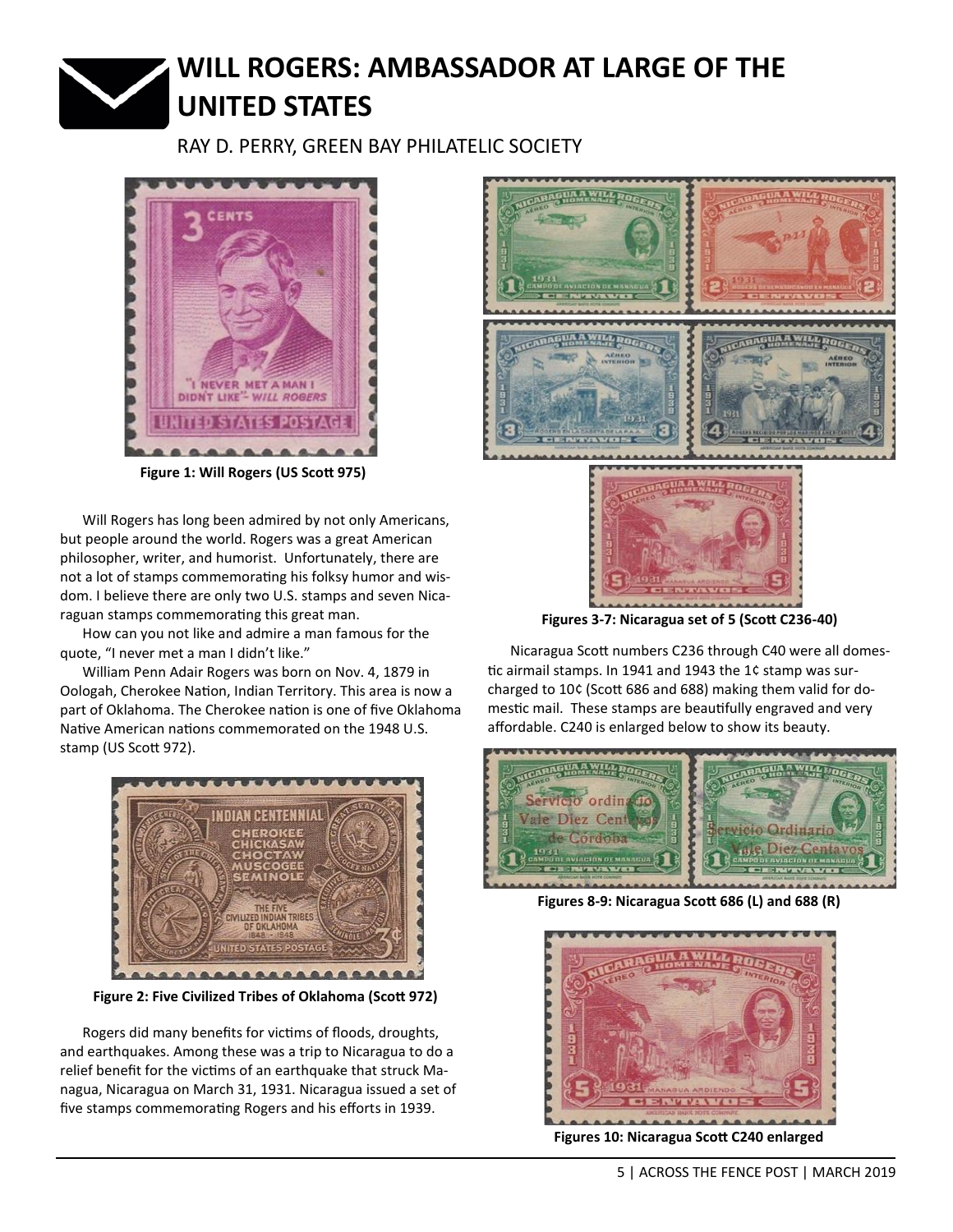# WILL ROGERS: AMBASSADOR AT LARGE OF THE UNITED STATES

RAY D. PERRY, GREEN BAY PHILATELIC SOCIETY

**Figure 1: Will Rogers (US Scott 975)**

Will Rogers has long been admired by not only Americans, but people around the world. Rogers was a great American philosopher, writer, and humorist. Unfortunately, there are not a lot of stamps commemorating his folksy humor and wisdom. I believe there are only two U.S. stamps and seven Nicaraguan stamps commemorating this great man.

How can you not like and admire a man famous for the quote, "I never met a man I didn't like."

William Penn Adair Rogers was born on Nov. 4, 1879 in Oologah, Cherokee Nation, Indian Territory. This area is now a part of Oklahoma. The Cherokee nation is one of five Oklahoma Native American nations commemorated on the 1948 U.S. stamp (US Scott 972).

**Figure 2: Five Civilized Tribes of Oklahoma (Scott 972)**

Rogers did many benefits for victims of floods, droughts, and earthquakes. Among these was a trip to Nicaragua to do a relief benefit for the victims of an earthquake that struck Managua, Nicaragua on March 31, 1931. Nicaragua issued a set of five stamps commemorating Rogers and his efforts in 1939.

**Figures 3-7: Nicaragua set of 5 (Scott C236-40)**

Nicaragua Scott numbers C236 through C40 were all domestic airmail stamps. In 1941 and 1943 the 1¢ stamp was surcharged to 10¢ (Scott 686 and 688) making them valid for domestic mail. These stamps are beautifully engraved and very affordable. C240 is enlarged below to show its beauty.

**Figures 8-9: Nicaragua Scott 686 (L) and 688 (R)**

**Figures 10: Nicaragua Scott C240 enlarged**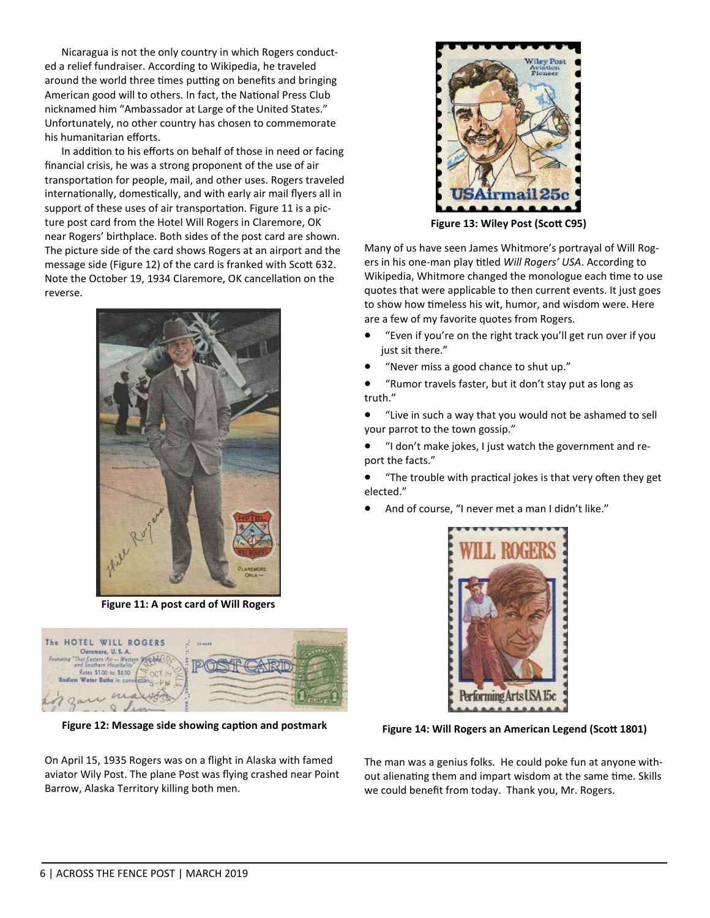Nicaragua is not the only country in which Rogers conducted a relief fundraiser. According to Wikipedia, he traveled around the world three times putting on benefits and bringing American good will to others. In fact, the National Press Club nicknamed him "Ambassador at Large of the United States." Unfortunately, no other country has chosen to commemorate his humanitarian efforts.

In addition to his efforts on behalf of those in need or facing financial crisis, he was a strong proponent of the use of air transportation for people, mail, and other uses. Rogers traveled internationally, domestically, and with early air mail flyers all in support of these uses of air transportation. Figure 11 is a picture post card from the Hotel Will Rogers in Claremore, OK near Rogers' birthplace. Both sides of the post card are shown. The picture side of the card shows Rogers at an airport and the message side (Figure 12) of the card is franked with Scott 632. Note the October 19, 1934 Claremore, OK cancellation on the reverse.

**Figure 11: A post card of Will Rogers**

**Figure 12: Message side showing caption and postmark**

On April 15, 1935 Rogers was on a flight in Alaska with famed aviator Wily Post. The plane Post was flying crashed near Point Barrow, Alaska Territory killing both men.

**Figure 13: Wiley Post (Scott C95)**

Many of us have seen James Whitmore's portrayal of Will Rogers in his one-man play titled *Will Rogers' USA*. According to Wikipedia, Whitmore changed the monologue each time to use quotes that were applicable to then current events. It just goes to show how timeless his wit, humor, and wisdom were. Here are a few of my favorite quotes from Rogers.

- "Even if you're on the right track you'll get run over if you just sit there."
- "Never miss a good chance to shut up."
- "Rumor travels faster, but it don't stay put as long as truth."
- "Live in such a way that you would not be ashamed to sell your parrot to the town gossip."
- "I don't make jokes, I just watch the government and report the facts."
- "The trouble with practical jokes is that very often they get elected."
- And of course, "I never met a man I didn't like."

**Figure 14: Will Rogers an American Legend (Scott 1801)**

The man was a genius folks. He could poke fun at anyone without alienating them and impart wisdom at the same time. Skills we could benefit from today. Thank you, Mr. Rogers.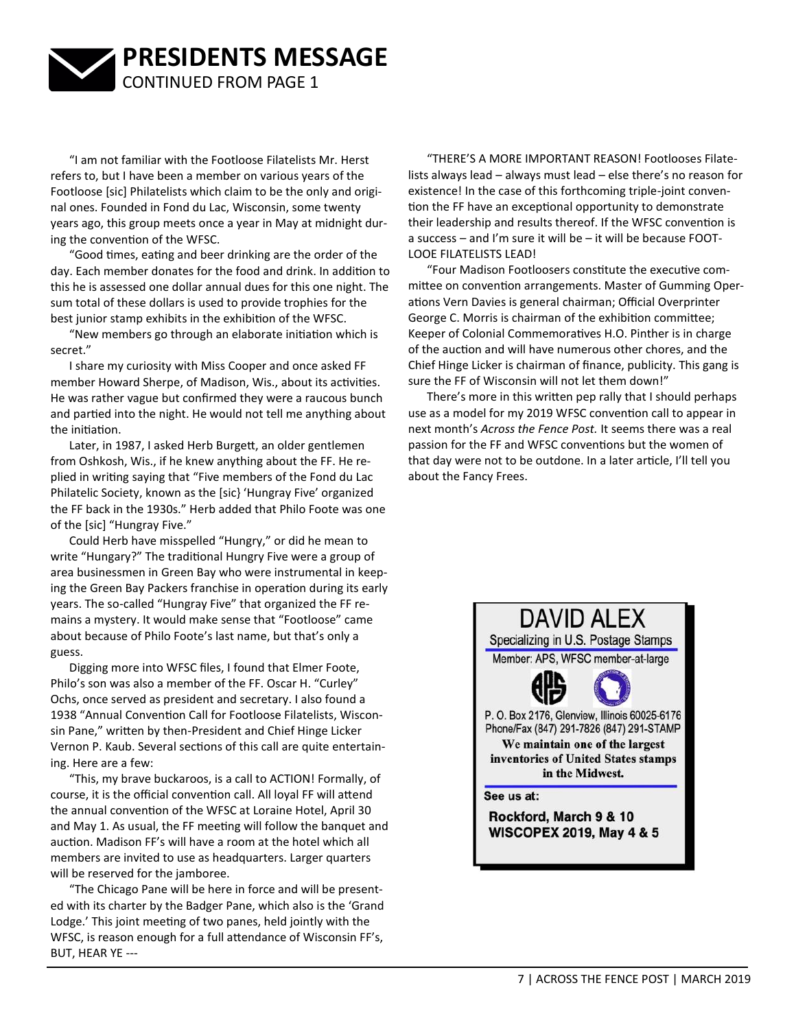# PRESIDENTS MESSAGE

CONTINUED FROM PAGE 1

"I am not familiar with the Footloose Filatelists Mr. Herst refers to, but I have been a member on various years of the Footloose [sic] Philatelists which claim to be the only and original ones. Founded in Fond du Lac, Wisconsin, some twenty years ago, this group meets once a year in May at midnight during the convention of the WFSC.

"Good times, eating and beer drinking are the order of the day. Each member donates for the food and drink. In addition to this he is assessed one dollar annual dues for this one night. The sum total of these dollars is used to provide trophies for the best junior stamp exhibits in the exhibition of the WFSC.

"New members go through an elaborate initiation which is secret."

I share my curiosity with Miss Cooper and once asked FF member Howard Sherpe, of Madison, Wis., about its activities. He was rather vague but confirmed they were a raucous bunch and partied into the night. He would not tell me anything about the initiation.

Later, in 1987, I asked Herb Burgett, an older gentlemen from Oshkosh, Wis., if he knew anything about the FF. He replied in writing saying that "Five members of the Fond du Lac Philatelic Society, known as the [sic} 'Hungray Five' organized the FF back in the 1930s." Herb added that Philo Foote was one of the [sic] "Hungray Five."

Could Herb have misspelled "Hungry," or did he mean to write "Hungary?" The traditional Hungry Five were a group of area businessmen in Green Bay who were instrumental in keeping the Green Bay Packers franchise in operation during its early years. The so-called "Hungray Five" that organized the FF remains a mystery. It would make sense that "Footloose" came about because of Philo Foote's last name, but that's only a guess.

Digging more into WFSC files, I found that Elmer Foote, Philo's son was also a member of the FF. Oscar H. "Curley" Ochs, once served as president and secretary. I also found a 1938 "Annual Convention Call for Footloose Filatelists, Wisconsin Pane," written by then-President and Chief Hinge Licker Vernon P. Kaub. Several sections of this call are quite entertaining. Here are a few:

"This, my brave buckaroos, is a call to ACTION! Formally, of course, it is the official convention call. All loyal FF will attend the annual convention of the WFSC at Loraine Hotel, April 30 and May 1. As usual, the FF meeting will follow the banquet and auction. Madison FF's will have a room at the hotel which all members are invited to use as headquarters. Larger quarters will be reserved for the jamboree.

"The Chicago Pane will be here in force and will be presented with its charter by the Badger Pane, which also is the 'Grand Lodge.' This joint meeting of two panes, held jointly with the WFSC, is reason enough for a full attendance of Wisconsin FF's, BUT, HEAR YE ---

"THERE'S A MORE IMPORTANT REASON! Footlooses Filatelists always lead – always must lead – else there's no reason for existence! In the case of this forthcoming triple-joint convention the FF have an exceptional opportunity to demonstrate their leadership and results thereof. If the WFSC convention is a success – and I'm sure it will be – it will be because FOOTLOOE FILATELISTS LEAD!

"Four Madison Footloosers constitute the executive committee on convention arrangements. Master of Gumming Operations Vern Davies is general chairman; Official Overprinter George C. Morris is chairman of the exhibition committee; Keeper of Colonial Commemoratives H.O. Pinther is in charge of the auction and will have numerous other chores, and the Chief Hinge Licker is chairman of finance, publicity. This gang is sure the FF of Wisconsin will not let them down!"

There's more in this written pep rally that I should perhaps use as a model for my 2019 WFSC convention call to appear in next month's *Across the Fence Post.* It seems there was a real passion for the FF and WFSC conventions but the women of that day were not to be outdone. In a later article, I'll tell you about the Fancy Frees.

**DAVID ALEX**

Specializing in U.S. Postage Stamps

Member: APS, WFSC member-at-large

P. O. Box 2176, Glenview, Illinois 60025-6176
Phone/Fax (847) 291-7826 (847) 291-STAMP

**We maintain one of the largest inventories of United States stamps in the Midwest.**

**See us at:**

**Rockford, March 9 & 10**
**WISCOPEX 2019, May 4 & 5**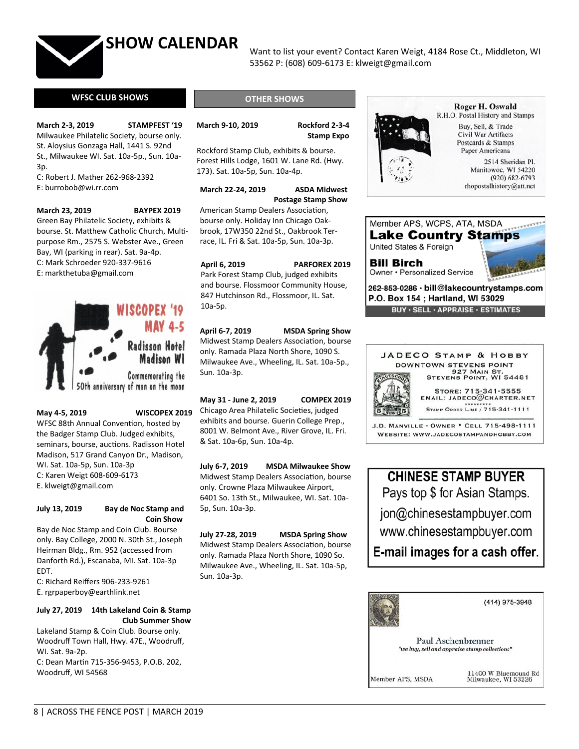# SHOW CALENDAR

Want to list your event? Contact Karen Weigt, 4184 Rose Ct., Middleton, WI 53562 P: (608) 609-6173 E: klweigt@gmail.com

## WFSC CLUB SHOWS

**March 2-3, 2019 — STAMPFEST '19**
Milwaukee Philatelic Society, bourse only. St. Aloysius Gonzaga Hall, 1441 S. 92nd St., Milwaukee WI. Sat. 10a-5p., Sun. 10a-3p.
C: Robert J. Mather 262-968-2392
E: burrobob@wi.rr.com

**March 23, 2019 — BAYPEX 2019**
Green Bay Philatelic Society, exhibits & bourse. St. Matthew Catholic Church, Multi-purpose Rm., 2575 S. Webster Ave., Green Bay, WI (parking in rear). Sat. 9a-4p.
C: Mark Schroeder 920-337-9616
E: markthetuba@gmail.com

WISCOPEX '19
MAY 4-5
Radisson Hotel
Madison WI
Commemorating the 50th anniversary of man on the moon

**May 4-5, 2019 — WISCOPEX 2019**
WFSC 88th Annual Convention, hosted by the Badger Stamp Club. Judged exhibits, seminars, bourse, auctions. Radisson Hotel Madison, 517 Grand Canyon Dr., Madison, WI. Sat. 10a-5p, Sun. 10a-3p
C: Karen Weigt 608-609-6173
E. klweigt@gmail.com

**July 13, 2019 — Bay de Noc Stamp and Coin Show**
Bay de Noc Stamp and Coin Club. Bourse only. Bay College, 2000 N. 30th St., Joseph Heirman Bldg., Rm. 952 (accessed from Danforth Rd.), Escanaba, MI. Sat. 10a-3p EDT.
C: Richard Reiffers 906-233-9261
E. rgrpaperboy@earthlink.net

**July 27, 2019 — 14th Lakeland Coin & Stamp Club Summer Show**
Lakeland Stamp & Coin Club. Bourse only. Woodruff Town Hall, Hwy. 47E., Woodruff, WI. Sat. 9a-2p.
C: Dean Martin 715-356-9453, P.O.B. 202, Woodruff, WI 54568

## OTHER SHOWS

**March 9-10, 2019 — Rockford 2-3-4 Stamp Expo**
Rockford Stamp Club, exhibits & bourse. Forest Hills Lodge, 1601 W. Lane Rd. (Hwy. 173). Sat. 10a-5p, Sun. 10a-4p.

**March 22-24, 2019 — ASDA Midwest Postage Stamp Show**
American Stamp Dealers Association, bourse only. Holiday Inn Chicago Oakbrook, 17W350 22nd St., Oakbrook Terrace, IL. Fri & Sat. 10a-5p, Sun. 10a-3p.

**April 6, 2019 — PARFOREX 2019**
Park Forest Stamp Club, judged exhibits and bourse. Flossmoor Community House, 847 Hutchinson Rd., Flossmoor, IL. Sat. 10a-5p.

**April 6-7, 2019 — MSDA Spring Show**
Midwest Stamp Dealers Association, bourse only. Ramada Plaza North Shore, 1090 S. Milwaukee Ave., Wheeling, IL. Sat. 10a-5p., Sun. 10a-3p.

**May 31 - June 2, 2019 — COMPEX 2019**
Chicago Area Philatelic Societies, judged exhibits and bourse. Guerin College Prep., 8001 W. Belmont Ave., River Grove, IL. Fri. & Sat. 10a-6p, Sun. 10a-4p.

**July 6-7, 2019 — MSDA Milwaukee Show**
Midwest Stamp Dealers Association, bourse only. Crowne Plaza Milwaukee Airport, 6401 So. 13th St., Milwaukee, WI. Sat. 10a-5p, Sun. 10a-3p.

**July 27-28, 2019 — MSDA Spring Show**
Midwest Stamp Dealers Association, bourse only. Ramada Plaza North Shore, 1090 So. Milwaukee Ave., Wheeling, IL. Sat. 10a-5p, Sun. 10a-3p.

---

**Roger H. Oswald**
R.H.O. Postal History and Stamps
Buy, Sell, & Trade
Civil War Artifacts
Postcards & Stamps
Paper Americana
2514 Sheridan Pl.
Manitowoc, WI 54220
(920) 682-6793
rhopostalhistory@att.net

---

Member APS, WCPS, ATA, MSDA
**Lake Country Stamps**
United States & Foreign
**Bill Birch**
Owner • Personalized Service
**262-853-0286 • bill@lakecountrystamps.com**
**P.O. Box 154 ; Hartland, WI 53029**
BUY • SELL • APPRAISE • ESTIMATES

---

JADECO STAMP & HOBBY
DOWNTOWN STEVENS POINT
927 MAIN ST.
STEVENS POINT, WI 54481
STORE: 715-341-5555
EMAIL: JADECO@CHARTER.NET
STAMP ORDER LINE / 715-341-1111
J.D. MANVILLE - OWNER • CELL 715-498-1111
WEBSITE: WWW.JADECOSTAMPANDHOBBY.COM

---

**CHINESE STAMP BUYER**
Pays top $ for Asian Stamps.
jon@chinesestampbuyer.com
www.chinesestampbuyer.com
**E-mail images for a cash offer.**

---

(414) 975-3948
Paul Aschenbrenner
*"we buy, sell and appraise stamp collections"*
Member APS, MSDA
11400 W Bluemound Rd
Milwaukee, WI 53226